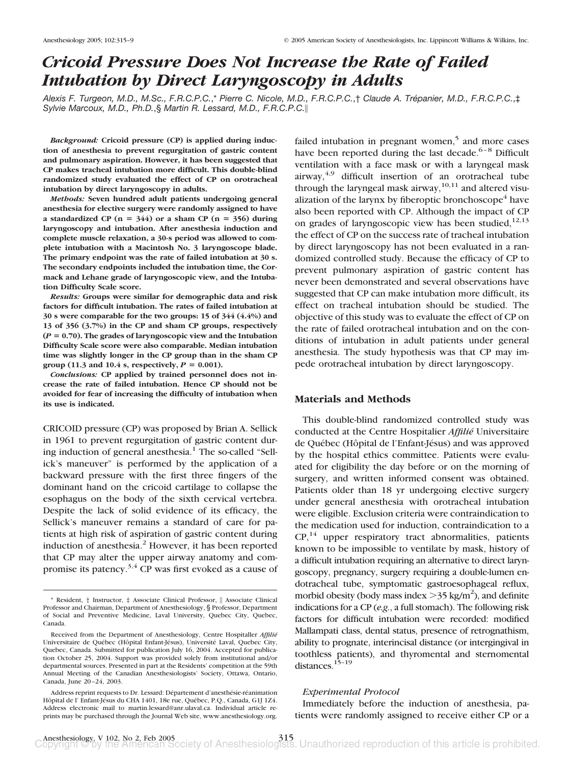# Cricoid Pressure Does Not Increase the Rate of Failed Intubation by Direct Laryngoscopy in Adults

*Alexis F. Turgeon, M.D., M.Sc., F.R.C.P.C.,\* Pierre C. Nicole, M.D., F.R.C.P.C.,† Claude A. Trépanier, M.D., F.R.C.P.C.,‡ Sylvie Marcoux, M.D., Ph.D.,§ Martin R. Lessard, M.D., F.R.C.P.C.‖*

***Background:*** **Cricoid pressure (CP) is applied during induction of anesthesia to prevent regurgitation of gastric content and pulmonary aspiration. However, it has been suggested that CP makes tracheal intubation more difficult. This double-blind randomized study evaluated the effect of CP on orotracheal intubation by direct laryngoscopy in adults.**

***Methods:*** **Seven hundred adult patients undergoing general anesthesia for elective surgery were randomly assigned to have a standardized CP (n = 344) or a sham CP (n = 356) during laryngoscopy and intubation. After anesthesia induction and complete muscle relaxation, a 30-s period was allowed to complete intubation with a Macintosh No. 3 laryngoscope blade. The primary endpoint was the rate of failed intubation at 30 s. The secondary endpoints included the intubation time, the Cormack and Lehane grade of laryngoscopic view, and the Intubation Difficulty Scale score.**

***Results:*** **Groups were similar for demographic data and risk factors for difficult intubation. The rates of failed intubation at 30 s were comparable for the two groups: 15 of 344 (4.4%) and 13 of 356 (3.7%) in the CP and sham CP groups, respectively ($P = 0.70$). The grades of laryngoscopic view and the Intubation Difficulty Scale score were also comparable. Median intubation time was slightly longer in the CP group than in the sham CP group (11.3 and 10.4 s, respectively, $P = 0.001$).**

***Conclusions:*** **CP applied by trained personnel does not increase the rate of failed intubation. Hence CP should not be avoided for fear of increasing the difficulty of intubation when its use is indicated.**

CRICOID pressure (CP) was proposed by Brian A. Sellick in 1961 to prevent regurgitation of gastric content during induction of general anesthesia.[1] The so-called "Sellick's maneuver" is performed by the application of a backward pressure with the first three fingers of the dominant hand on the cricoid cartilage to collapse the esophagus on the body of the sixth cervical vertebra. Despite the lack of solid evidence of its efficacy, the Sellick's maneuver remains a standard of care for patients at high risk of aspiration of gastric content during induction of anesthesia.[2] However, it has been reported that CP may alter the upper airway anatomy and compromise its patency.[3,4] CP was first evoked as a cause of failed intubation in pregnant women,[5] and more cases have been reported during the last decade.[6–8] Difficult ventilation with a face mask or with a laryngeal mask airway,[4,9] difficult insertion of an orotracheal tube through the laryngeal mask airway,[10,11] and altered visualization of the larynx by fiberoptic bronchoscope[4] have also been reported with CP. Although the impact of CP on grades of laryngoscopic view has been studied,[12,13] the effect of CP on the success rate of tracheal intubation by direct laryngoscopy has not been evaluated in a randomized controlled study. Because the efficacy of CP to prevent pulmonary aspiration of gastric content has never been demonstrated and several observations have suggested that CP can make intubation more difficult, its effect on tracheal intubation should be studied. The objective of this study was to evaluate the effect of CP on the rate of failed orotracheal intubation and on the conditions of intubation in adult patients under general anesthesia. The study hypothesis was that CP may impede orotracheal intubation by direct laryngoscopy.

## Materials and Methods

This double-blind randomized controlled study was conducted at the Centre Hospitalier *Affilié* Universitaire de Québec (Hôpital de l'Enfant-Jésus) and was approved by the hospital ethics committee. Patients were evaluated for eligibility the day before or on the morning of surgery, and written informed consent was obtained. Patients older than 18 yr undergoing elective surgery under general anesthesia with orotracheal intubation were eligible. Exclusion criteria were contraindication to the medication used for induction, contraindication to a CP,[14] upper respiratory tract abnormalities, patients known to be impossible to ventilate by mask, history of a difficult intubation requiring an alternative to direct laryngoscopy, pregnancy, surgery requiring a double-lumen endotracheal tube, symptomatic gastroesophageal reflux, morbid obesity (body mass index $>35$ kg/m$^2$), and definite indications for a CP (*e.g.*, a full stomach). The following risk factors for difficult intubation were recorded: modified Mallampati class, dental status, presence of retrognathism, ability to prognate, interincisal distance (or intergingival in toothless patients), and thyromental and sternomental distances.[15–19]

### *Experimental Protocol*

Immediately before the induction of anesthesia, patients were randomly assigned to receive either CP or a

---

\* Resident, † Instructor, ‡ Associate Clinical Professor, ‖ Associate Clinical Professor and Chairman, Department of Anesthesiology, § Professor, Department of Social and Preventive Medicine, Laval University, Quebec City, Quebec, Canada.

Received from the Department of Anesthesiology, Centre Hospitaller *Affilié* Universitaire de Québec (Hôpital Enfant-Jésus), Université Laval, Quebec City, Quebec, Canada. Submitted for publication July 16, 2004. Accepted for publication October 25, 2004. Support was provided solely from institutional and/or departmental sources. Presented in part at the Residents' competition at the 59th Annual Meeting of the Canadian Anesthesiologists' Society, Ottawa, Ontario, Canada, June 20–24, 2003.

Address reprint requests to Dr. Lessard: Département d'anesthésie-réanimation Hôpital de l' Enfant-Jésus du CHA 1401, 18e rue, Québec, P.Q., Canada, G1J 1Z4. Address electronic mail to martin.lessard@anr.ulaval.ca. Individual article reprints may be purchased through the Journal Web site, www.anesthesiology.org.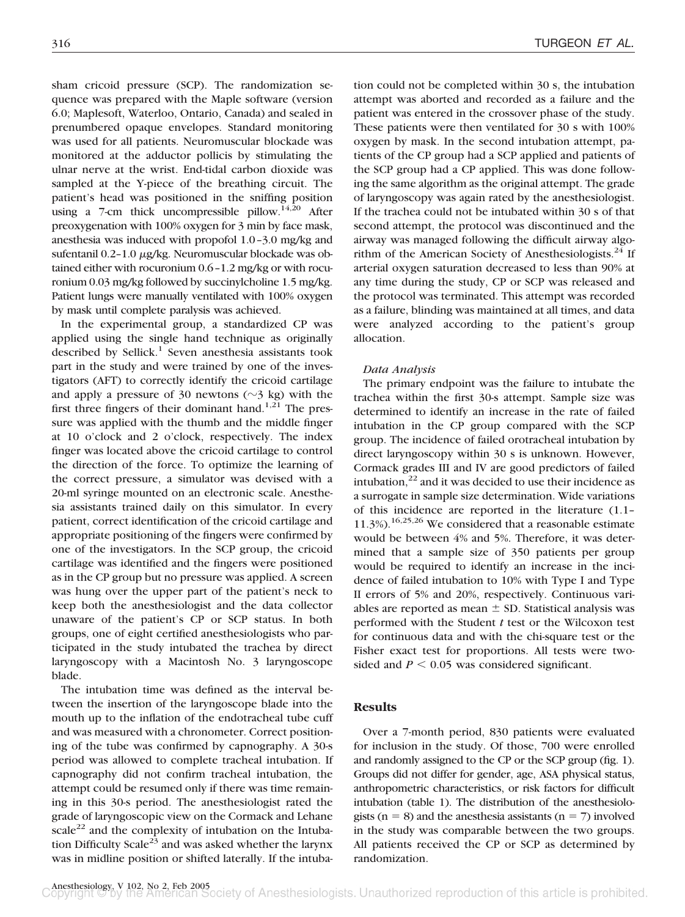sham cricoid pressure (SCP). The randomization sequence was prepared with the Maple software (version 6.0; Maplesoft, Waterloo, Ontario, Canada) and sealed in prenumbered opaque envelopes. Standard monitoring was used for all patients. Neuromuscular blockade was monitored at the adductor pollicis by stimulating the ulnar nerve at the wrist. End-tidal carbon dioxide was sampled at the Y-piece of the breathing circuit. The patient's head was positioned in the sniffing position using a 7-cm thick uncompressible pillow.[14,20] After preoxygenation with 100% oxygen for 3 min by face mask, anesthesia was induced with propofol 1.0–3.0 mg/kg and sufentanil 0.2–1.0 $\mu$g/kg. Neuromuscular blockade was obtained either with rocuronium 0.6–1.2 mg/kg or with rocuronium 0.03 mg/kg followed by succinylcholine 1.5 mg/kg. Patient lungs were manually ventilated with 100% oxygen by mask until complete paralysis was achieved.

In the experimental group, a standardized CP was applied using the single hand technique as originally described by Sellick.[1] Seven anesthesia assistants took part in the study and were trained by one of the investigators (AFT) to correctly identify the cricoid cartilage and apply a pressure of 30 newtons (~3 kg) with the first three fingers of their dominant hand.[1,21] The pressure was applied with the thumb and the middle finger at 10 o'clock and 2 o'clock, respectively. The index finger was located above the cricoid cartilage to control the direction of the force. To optimize the learning of the correct pressure, a simulator was devised with a 20-ml syringe mounted on an electronic scale. Anesthesia assistants trained daily on this simulator. In every patient, correct identification of the cricoid cartilage and appropriate positioning of the fingers were confirmed by one of the investigators. In the SCP group, the cricoid cartilage was identified and the fingers were positioned as in the CP group but no pressure was applied. A screen was hung over the upper part of the patient's neck to keep both the anesthesiologist and the data collector unaware of the patient's CP or SCP status. In both groups, one of eight certified anesthesiologists who participated in the study intubated the trachea by direct laryngoscopy with a Macintosh No. 3 laryngoscope blade.

The intubation time was defined as the interval between the insertion of the laryngoscope blade into the mouth up to the inflation of the endotracheal tube cuff and was measured with a chronometer. Correct positioning of the tube was confirmed by capnography. A 30-s period was allowed to complete tracheal intubation. If capnography did not confirm tracheal intubation, the attempt could be resumed only if there was time remaining in this 30-s period. The anesthesiologist rated the grade of laryngoscopic view on the Cormack and Lehane scale[22] and the complexity of intubation on the Intubation Difficulty Scale[23] and was asked whether the larynx was in midline position or shifted laterally. If the intubation could not be completed within 30 s, the intubation attempt was aborted and recorded as a failure and the patient was entered in the crossover phase of the study. These patients were then ventilated for 30 s with 100% oxygen by mask. In the second intubation attempt, patients of the CP group had a SCP applied and patients of the SCP group had a CP applied. This was done following the same algorithm as the original attempt. The grade of laryngoscopy was again rated by the anesthesiologist. If the trachea could not be intubated within 30 s of that second attempt, the protocol was discontinued and the airway was managed following the difficult airway algorithm of the American Society of Anesthesiologists.[24] If arterial oxygen saturation decreased to less than 90% at any time during the study, CP or SCP was released and the protocol was terminated. This attempt was recorded as a failure, blinding was maintained at all times, and data were analyzed according to the patient's group allocation.

### *Data Analysis*

The primary endpoint was the failure to intubate the trachea within the first 30-s attempt. Sample size was determined to identify an increase in the rate of failed intubation in the CP group compared with the SCP group. The incidence of failed orotracheal intubation by direct laryngoscopy within 30 s is unknown. However, Cormack grades III and IV are good predictors of failed intubation,[22] and it was decided to use their incidence as a surrogate in sample size determination. Wide variations of this incidence are reported in the literature (1.1–11.3%).[16,25,26] We considered that a reasonable estimate would be between 4% and 5%. Therefore, it was determined that a sample size of 350 patients per group would be required to identify an increase in the incidence of failed intubation to 10% with Type I and Type II errors of 5% and 20%, respectively. Continuous variables are reported as mean ± SD. Statistical analysis was performed with the Student *t* test or the Wilcoxon test for continuous data and with the chi-square test or the Fisher exact test for proportions. All tests were two-sided and $P < 0.05$ was considered significant.

## Results

Over a 7-month period, 830 patients were evaluated for inclusion in the study. Of those, 700 were enrolled and randomly assigned to the CP or the SCP group (fig. 1). Groups did not differ for gender, age, ASA physical status, anthropometric characteristics, or risk factors for difficult intubation (table 1). The distribution of the anesthesiologists (n = 8) and the anesthesia assistants (n = 7) involved in the study was comparable between the two groups. All patients received the CP or SCP as determined by randomization.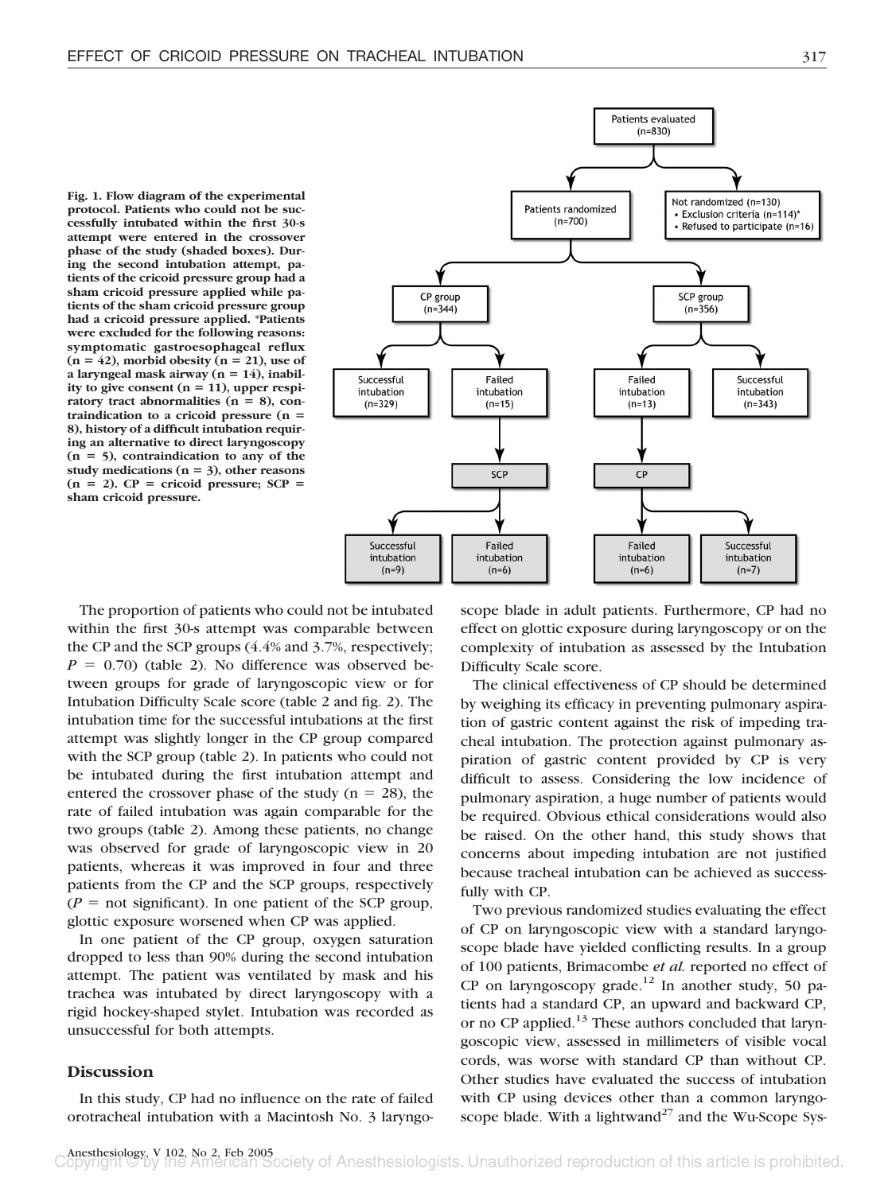Fig. 1. Flow diagram of the experimental protocol. Patients who could not be successfully intubated within the first 30-s attempt were entered in the crossover phase of the study (shaded boxes). During the second intubation attempt, patients of the cricoid pressure group had a sham cricoid pressure applied while patients of the sham cricoid pressure group had a cricoid pressure applied. *Patients were excluded for the following reasons: symptomatic gastroesophageal reflux (n = 42), morbid obesity (n = 21), use of a laryngeal mask airway (n = 14), inability to give consent (n = 11), upper respiratory tract abnormalities (n = 8), contraindication to a cricoid pressure (n = 8), history of a difficult intubation requiring an alternative to direct laryngoscopy (n = 5), contraindication to any of the study medications (n = 3), other reasons (n = 2). CP = cricoid pressure; SCP = sham cricoid pressure.

Patients evaluated (n=830)

Patients randomized (n=700)

Not randomized (n=130)
- Exclusion criteria (n=114)*
- Refused to participate (n=16)

CP group (n=344)

SCP group (n=356)

Successful intubation (n=329)

Failed intubation (n=15)

Failed intubation (n=13)

Successful intubation (n=343)

SCP

CP

Successful intubation (n=9)

Failed intubation (n=6)

Failed intubation (n=6)

Successful intubation (n=7)

The proportion of patients who could not be intubated within the first 30-s attempt was comparable between the CP and the SCP groups (4.4% and 3.7%, respectively; $P = 0.70$) (table 2). No difference was observed between groups for grade of laryngoscopic view or for Intubation Difficulty Scale score (table 2 and fig. 2). The intubation time for the successful intubations at the first attempt was slightly longer in the CP group compared with the SCP group (table 2). In patients who could not be intubated during the first intubation attempt and entered the crossover phase of the study (n = 28), the rate of failed intubation was again comparable for the two groups (table 2). Among these patients, no change was observed for grade of laryngoscopic view in 20 patients, whereas it was improved in four and three patients from the CP and the SCP groups, respectively ($P$ = not significant). In one patient of the SCP group, glottic exposure worsened when CP was applied.

In one patient of the CP group, oxygen saturation dropped to less than 90% during the second intubation attempt. The patient was ventilated by mask and his trachea was intubated by direct laryngoscopy with a rigid hockey-shaped stylet. Intubation was recorded as unsuccessful for both attempts.

## Discussion

In this study, CP had no influence on the rate of failed orotracheal intubation with a Macintosh No. 3 laryngoscope blade in adult patients. Furthermore, CP had no effect on glottic exposure during laryngoscopy or on the complexity of intubation as assessed by the Intubation Difficulty Scale score.

The clinical effectiveness of CP should be determined by weighing its efficacy in preventing pulmonary aspiration of gastric content against the risk of impeding tracheal intubation. The protection against pulmonary aspiration of gastric content provided by CP is very difficult to assess. Considering the low incidence of pulmonary aspiration, a huge number of patients would be required. Obvious ethical considerations would also be raised. On the other hand, this study shows that concerns about impeding intubation are not justified because tracheal intubation can be achieved as successfully with CP.

Two previous randomized studies evaluating the effect of CP on laryngoscopic view with a standard laryngoscope blade have yielded conflicting results. In a group of 100 patients, Brimacombe *et al.* reported no effect of CP on laryngoscopy grade.[12] In another study, 50 patients had a standard CP, an upward and backward CP, or no CP applied.[13] These authors concluded that laryngoscopic view, assessed in millimeters of visible vocal cords, was worse with standard CP than without CP. Other studies have evaluated the success of intubation with CP using devices other than a common laryngoscope blade. With a lightwand[27] and the Wu-Scope Sys-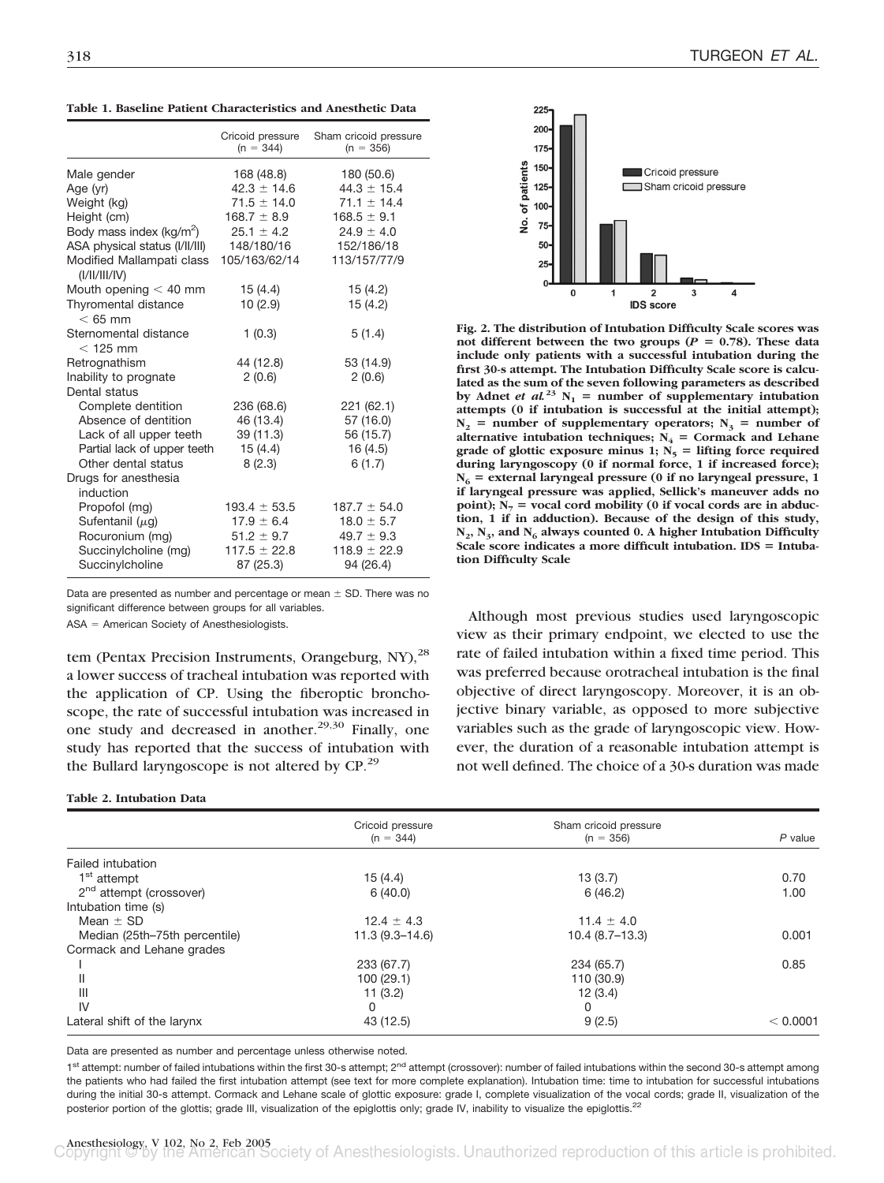**Table 1. Baseline Patient Characteristics and Anesthetic Data**

| | Cricoid pressure (n = 344) | Sham cricoid pressure (n = 356) |
|---|---|---|
| Male gender | 168 (48.8) | 180 (50.6) |
| Age (yr) | 42.3 ± 14.6 | 44.3 ± 15.4 |
| Weight (kg) | 71.5 ± 14.0 | 71.1 ± 14.4 |
| Height (cm) | 168.7 ± 8.9 | 168.5 ± 9.1 |
| Body mass index (kg/m$^2$) | 25.1 ± 4.2 | 24.9 ± 4.0 |
| ASA physical status (I/II/III) | 148/180/16 | 152/186/18 |
| Modified Mallampati class (I/II/III/IV) | 105/163/62/14 | 113/157/77/9 |
| Mouth opening < 40 mm | 15 (4.4) | 15 (4.2) |
| Thyromental distance < 65 mm | 10 (2.9) | 15 (4.2) |
| Sternomental distance < 125 mm | 1 (0.3) | 5 (1.4) |
| Retrognathism | 44 (12.8) | 53 (14.9) |
| Inability to prognate | 2 (0.6) | 2 (0.6) |
| Dental status | | |
| Complete dentition | 236 (68.6) | 221 (62.1) |
| Absence of dentition | 46 (13.4) | 57 (16.0) |
| Lack of all upper teeth | 39 (11.3) | 56 (15.7) |
| Partial lack of upper teeth | 15 (4.4) | 16 (4.5) |
| Other dental status | 8 (2.3) | 6 (1.7) |
| Drugs for anesthesia induction | | |
| Propofol (mg) | 193.4 ± 53.5 | 187.7 ± 54.0 |
| Sufentanil (μg) | 17.9 ± 6.4 | 18.0 ± 5.7 |
| Rocuronium (mg) | 51.2 ± 9.7 | 49.7 ± 9.3 |
| Succinylcholine (mg) | 117.5 ± 22.8 | 118.9 ± 22.9 |
| Succinylcholine | 87 (25.3) | 94 (26.4) |

Data are presented as number and percentage or mean ± SD. There was no significant difference between groups for all variables.

ASA = American Society of Anesthesiologists.

tem (Pentax Precision Instruments, Orangeburg, NY),[28] a lower success of tracheal intubation was reported with the application of CP. Using the fiberoptic bronchoscope, the rate of successful intubation was increased in one study and decreased in another.[29,30] Finally, one study has reported that the success of intubation with the Bullard laryngoscope is not altered by CP.[29]

**Fig. 2. The distribution of Intubation Difficulty Scale scores was not different between the two groups ($P$ = 0.78). These data include only patients with a successful intubation during the first 30-s attempt. The Intubation Difficulty Scale score is calculated as the sum of the seven following parameters as described by Adnet *et al.*[23] $N_1$ = number of supplementary intubation attempts (0 if intubation is successful at the initial attempt); $N_2$ = number of supplementary operators; $N_3$ = number of alternative intubation techniques; $N_4$ = Cormack and Lehane grade of glottic exposure minus 1; $N_5$ = lifting force required during laryngoscopy (0 if normal force, 1 if increased force); $N_6$ = external laryngeal pressure (0 if no laryngeal pressure, 1 if laryngeal pressure was applied, Sellick's maneuver adds no point); $N_7$ = vocal cord mobility (0 if vocal cords are in abduction, 1 if in adduction). Because of the design of this study, $N_2$, $N_3$, and $N_6$ always counted 0. A higher Intubation Difficulty Scale score indicates a more difficult intubation. IDS = Intubation Difficulty Scale**

Although most previous studies used laryngoscopic view as their primary endpoint, we elected to use the rate of failed intubation within a fixed time period. This was preferred because orotracheal intubation is the final objective of direct laryngoscopy. Moreover, it is an objective binary variable, as opposed to more subjective variables such as the grade of laryngoscopic view. However, the duration of a reasonable intubation attempt is not well defined. The choice of a 30-s duration was made

**Table 2. Intubation Data**

| | Cricoid pressure (n = 344) | Sham cricoid pressure (n = 356) | $P$ value |
|---|---|---|---|
| Failed intubation | | | |
| 1st attempt | 15 (4.4) | 13 (3.7) | 0.70 |
| 2nd attempt (crossover) | 6 (40.0) | 6 (46.2) | 1.00 |
| Intubation time (s) | | | |
| Mean ± SD | 12.4 ± 4.3 | 11.4 ± 4.0 | |
| Median (25th–75th percentile) | 11.3 (9.3–14.6) | 10.4 (8.7–13.3) | 0.001 |
| Cormack and Lehane grades | | | |
| I | 233 (67.7) | 234 (65.7) | 0.85 |
| II | 100 (29.1) | 110 (30.9) | |
| III | 11 (3.2) | 12 (3.4) | |
| IV | 0 | 0 | |
| Lateral shift of the larynx | 43 (12.5) | 9 (2.5) | < 0.0001 |

Data are presented as number and percentage unless otherwise noted.

1st attempt: number of failed intubations within the first 30-s attempt; 2nd attempt (crossover): number of failed intubations within the second 30-s attempt among the patients who had failed the first intubation attempt (see text for more complete explanation). Intubation time: time to intubation for successful intubations during the initial 30-s attempt. Cormack and Lehane scale of glottic exposure: grade I, complete visualization of the vocal cords; grade II, visualization of the posterior portion of the glottis; grade III, visualization of the epiglottis only; grade IV, inability to visualize the epiglottis.[22]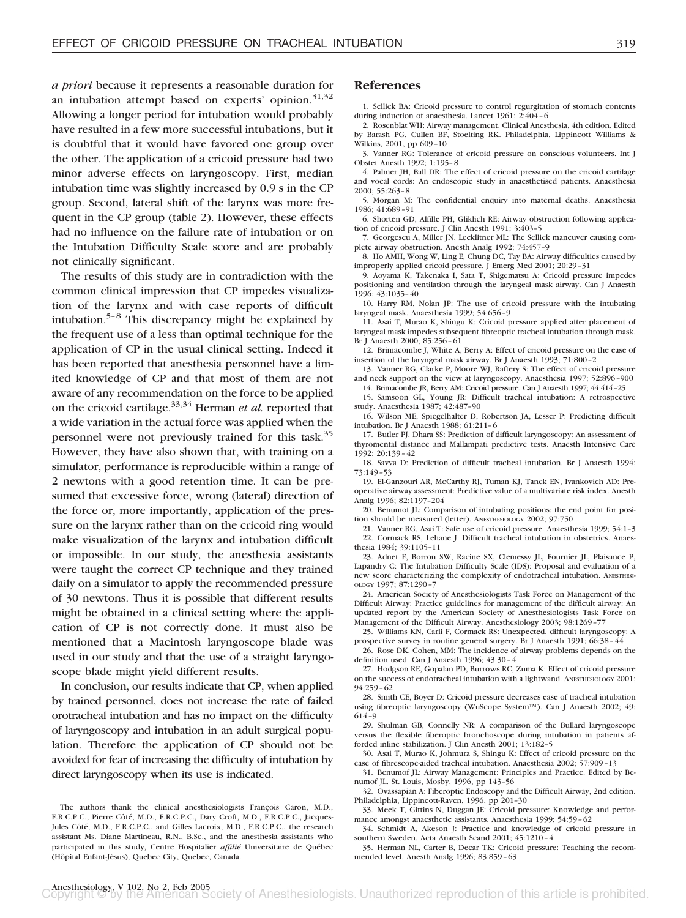*a priori* because it represents a reasonable duration for an intubation attempt based on experts' opinion.[31,32] Allowing a longer period for intubation would probably have resulted in a few more successful intubations, but it is doubtful that it would have favored one group over the other. The application of a cricoid pressure had two minor adverse effects on laryngoscopy. First, median intubation time was slightly increased by 0.9 s in the CP group. Second, lateral shift of the larynx was more frequent in the CP group (table 2). However, these effects had no influence on the failure rate of intubation or on the Intubation Difficulty Scale score and are probably not clinically significant.

The results of this study are in contradiction with the common clinical impression that CP impedes visualization of the larynx and with case reports of difficult intubation.[5–8] This discrepancy might be explained by the frequent use of a less than optimal technique for the application of CP in the usual clinical setting. Indeed it has been reported that anesthesia personnel have a limited knowledge of CP and that most of them are not aware of any recommendation on the force to be applied on the cricoid cartilage.[33,34] Herman *et al.* reported that a wide variation in the actual force was applied when the personnel were not previously trained for this task.[35] However, they have also shown that, with training on a simulator, performance is reproducible within a range of 2 newtons with a good retention time. It can be presumed that excessive force, wrong (lateral) direction of the force or, more importantly, application of the pressure on the larynx rather than on the cricoid ring would make visualization of the larynx and intubation difficult or impossible. In our study, the anesthesia assistants were taught the correct CP technique and they trained daily on a simulator to apply the recommended pressure of 30 newtons. Thus it is possible that different results might be obtained in a clinical setting where the application of CP is not correctly done. It must also be mentioned that a Macintosh laryngoscope blade was used in our study and that the use of a straight laryngoscope blade might yield different results.

In conclusion, our results indicate that CP, when applied by trained personnel, does not increase the rate of failed orotracheal intubation and has no impact on the difficulty of laryngoscopy and intubation in an adult surgical population. Therefore the application of CP should not be avoided for fear of increasing the difficulty of intubation by direct laryngoscopy when its use is indicated.

The authors thank the clinical anesthesiologists François Caron, M.D., F.R.C.P.C., Pierre Côté, M.D., F.R.C.P.C., Dary Croft, M.D., F.R.C.P.C., Jacques-Jules Côté, M.D., F.R.C.P.C., and Gilles Lacroix, M.D., F.R.C.P.C., the research assistant Ms. Diane Martineau, R.N., B.Sc., and the anesthesia assistants who participated in this study, Centre Hospitalier *affilié* Universitaire de Québec (Hôpital Enfant-Jésus), Quebec City, Quebec, Canada.

## References

1. Sellick BA: Cricoid pressure to control regurgitation of stomach contents during induction of anaesthesia. Lancet 1961; 2:404–6
2. Rosenblat WH: Airway management, Clinical Anesthesia, 4th edition. Edited by Barash PG, Cullen BF, Stoelting RK. Philadelphia, Lippincott Williams & Wilkins, 2001, pp 609–10
3. Vanner RG: Tolerance of cricoid pressure on conscious volunteers. Int J Obstet Anesth 1992; 1:195–8
4. Palmer JH, Ball DR: The effect of cricoid pressure on the cricoid cartilage and vocal cords: An endoscopic study in anaesthetised patients. Anaesthesia 2000; 55:263–8
5. Morgan M: The confidential enquiry into maternal deaths. Anaesthesia 1986; 41:689–91
6. Shorten GD, Alfille PH, Gliklich RE: Airway obstruction following application of cricoid pressure. J Clin Anesth 1991; 3:403–5
7. Georgescu A, Miller JN, Lecklitner ML: The Sellick maneuver causing complete airway obstruction. Anesth Analg 1992; 74:457–9
8. Ho AMH, Wong W, Ling E, Chung DC, Tay BA: Airway difficulties caused by improperly applied cricoid pressure. J Emerg Med 2001; 20:29–31
9. Aoyama K, Takenaka I, Sata T, Shigematsu A: Cricoid pressure impedes positioning and ventilation through the laryngeal mask airway. Can J Anaesth 1996; 43:1035–40
10. Harry RM, Nolan JP: The use of cricoid pressure with the intubating laryngeal mask. Anaesthesia 1999; 54:656–9
11. Asai T, Murao K, Shingu K: Cricoid pressure applied after placement of laryngeal mask impedes subsequent fibreoptic tracheal intubation through mask. Br J Anaesth 2000; 85:256–61
12. Brimacombe J, White A, Berry A: Effect of cricoid pressure on the ease of insertion of the laryngeal mask airway. Br J Anaesth 1993; 71:800–2
13. Vanner RG, Clarke P, Moore WJ, Raftery S: The effect of cricoid pressure and neck support on the view at laryngoscopy. Anaesthesia 1997; 52:896–900
14. Brimacombe JR, Berry AM: Cricoid pressure. Can J Anaesth 1997; 44:414–25
15. Samsoon GL, Young JR: Difficult tracheal intubation: A retrospective study. Anaesthesia 1987; 42:487–90
16. Wilson ME, Spiegelhalter D, Robertson JA, Lesser P: Predicting difficult intubation. Br J Anaesth 1988; 61:211–6
17. Butler PJ, Dhara SS: Prediction of difficult laryngoscopy: An assessment of thyromental distance and Mallampati predictive tests. Anaesth Intensive Care 1992; 20:139–42
18. Savva D: Prediction of difficult tracheal intubation. Br J Anaesth 1994; 73:149–53
19. El-Ganzouri AR, McCarthy RJ, Tuman KJ, Tanck EN, Ivankovich AD: Preoperative airway assessment: Predictive value of a multivariate risk index. Anesth Analg 1996; 82:1197–204
20. Benumof JL: Comparison of intubating positions: the end point for position should be measured (letter). Anesthesiology 2002; 97:750
21. Vanner RG, Asai T: Safe use of cricoid pressure. Anaesthesia 1999; 54:1–3
22. Cormack RS, Lehane J: Difficult tracheal intubation in obstetrics. Anaesthesia 1984; 39:1105–11
23. Adnet F, Borron SW, Racine SX, Clemessy JL, Fournier JL, Plaisance P, Lapandry C: The Intubation Difficulty Scale (IDS): Proposal and evaluation of a new score characterizing the complexity of endotracheal intubation. Anesthesiology 1997; 87:1290–7
24. American Society of Anesthesiologists Task Force on Management of the Difficult Airway: Practice guidelines for management of the difficult airway: An updated report by the American Society of Anesthesiologists Task Force on Management of the Difficult Airway. Anesthesiology 2003; 98:1269–77
25. Williams KN, Carli F, Cormack RS: Unexpected, difficult laryngoscopy: A prospective survey in routine general surgery. Br J Anaesth 1991; 66:38–44
26. Rose DK, Cohen, MM: The incidence of airway problems depends on the definition used. Can J Anaesth 1996; 43:30–4
27. Hodgson RE, Gopalan PD, Burrows RC, Zuma K: Effect of cricoid pressure on the success of endotracheal intubation with a lightwand. Anesthesiology 2001; 94:259–62
28. Smith CE, Boyer D: Cricoid pressure decreases ease of tracheal intubation using fibreoptic laryngoscopy (WuScope System™). Can J Anaesth 2002; 49: 614–9
29. Shulman GB, Connelly NR: A comparison of the Bullard laryngoscope versus the flexible fiberoptic bronchoscope during intubation in patients afforded inline stabilization. J Clin Anesth 2001; 13:182–5
30. Asai T, Murao K, Johmura S, Shingu K: Effect of cricoid pressure on the ease of fibrescope-aided tracheal intubation. Anaesthesia 2002; 57:909–13
31. Benumof JL: Airway Management: Principles and Practice. Edited by Benumof JL. St. Louis, Mosby, 1996, pp 143–56
32. Ovassapian A: Fiberoptic Endoscopy and the Difficult Airway, 2nd edition. Philadelphia, Lippincott-Raven, 1996, pp 201–30
33. Meek T, Gittins N, Duggan JE: Cricoid pressure: Knowledge and performance amongst anaesthetic assistants. Anaesthesia 1999; 54:59–62
34. Schmidt A, Akeson J: Practice and knowledge of cricoid pressure in southern Sweden. Acta Anaesth Scand 2001; 45:1210–4
35. Herman NL, Carter B, Decar TK: Cricoid pressure: Teaching the recommended level. Anesth Analg 1996; 83:859–63